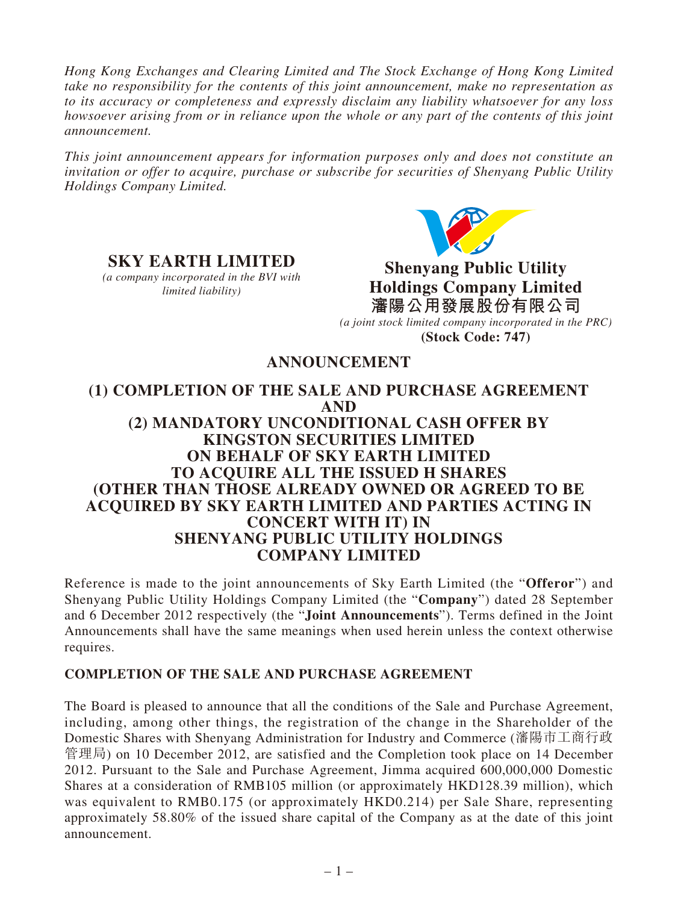*Hong Kong Exchanges and Clearing Limited and The Stock Exchange of Hong Kong Limited take no responsibility for the contents of this joint announcement, make no representation as to its accuracy or completeness and expressly disclaim any liability whatsoever for any loss howsoever arising from or in reliance upon the whole or any part of the contents of this joint announcement.*

*This joint announcement appears for information purposes only and does not constitute an invitation or offer to acquire, purchase or subscribe for securities of Shenyang Public Utility Holdings Company Limited.*

**SKY EARTH LIMITED**
*(a company incorporated in the BVI with limited liability)*

**Shenyang Public Utility Holdings Company Limited**
**瀋陽公用發展股份有限公司**
*(a joint stock limited company incorporated in the PRC)*
**(Stock Code: 747)**

# ANNOUNCEMENT

# (1) COMPLETION OF THE SALE AND PURCHASE AGREEMENT AND (2) MANDATORY UNCONDITIONAL CASH OFFER BY KINGSTON SECURITIES LIMITED ON BEHALF OF SKY EARTH LIMITED TO ACQUIRE ALL THE ISSUED H SHARES (OTHER THAN THOSE ALREADY OWNED OR AGREED TO BE ACQUIRED BY SKY EARTH LIMITED AND PARTIES ACTING IN CONCERT WITH IT) IN SHENYANG PUBLIC UTILITY HOLDINGS COMPANY LIMITED

Reference is made to the joint announcements of Sky Earth Limited (the "**Offeror**") and Shenyang Public Utility Holdings Company Limited (the "**Company**") dated 28 September and 6 December 2012 respectively (the "**Joint Announcements**"). Terms defined in the Joint Announcements shall have the same meanings when used herein unless the context otherwise requires.

## COMPLETION OF THE SALE AND PURCHASE AGREEMENT

The Board is pleased to announce that all the conditions of the Sale and Purchase Agreement, including, among other things, the registration of the change in the Shareholder of the Domestic Shares with Shenyang Administration for Industry and Commerce (瀋陽市工商行政管理局) on 10 December 2012, are satisfied and the Completion took place on 14 December 2012. Pursuant to the Sale and Purchase Agreement, Jimma acquired 600,000,000 Domestic Shares at a consideration of RMB105 million (or approximately HKD128.39 million), which was equivalent to RMB0.175 (or approximately HKD0.214) per Sale Share, representing approximately 58.80% of the issued share capital of the Company as at the date of this joint announcement.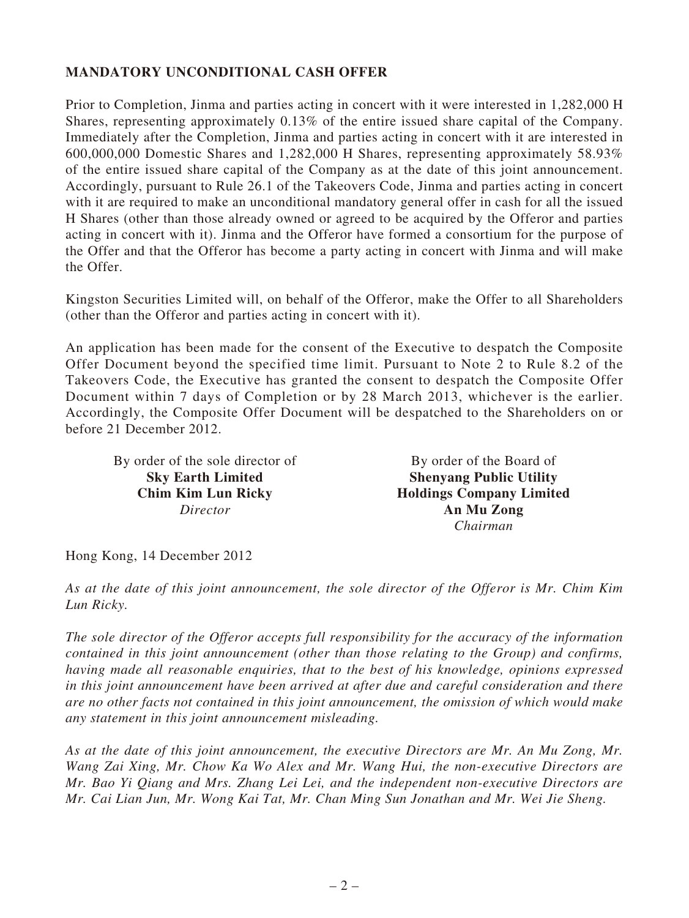## MANDATORY UNCONDITIONAL CASH OFFER

Prior to Completion, Jinma and parties acting in concert with it were interested in 1,282,000 H Shares, representing approximately 0.13% of the entire issued share capital of the Company. Immediately after the Completion, Jinma and parties acting in concert with it are interested in 600,000,000 Domestic Shares and 1,282,000 H Shares, representing approximately 58.93% of the entire issued share capital of the Company as at the date of this joint announcement. Accordingly, pursuant to Rule 26.1 of the Takeovers Code, Jinma and parties acting in concert with it are required to make an unconditional mandatory general offer in cash for all the issued H Shares (other than those already owned or agreed to be acquired by the Offeror and parties acting in concert with it). Jinma and the Offeror have formed a consortium for the purpose of the Offer and that the Offeror has become a party acting in concert with Jinma and will make the Offer.

Kingston Securities Limited will, on behalf of the Offeror, make the Offer to all Shareholders (other than the Offeror and parties acting in concert with it).

An application has been made for the consent of the Executive to despatch the Composite Offer Document beyond the specified time limit. Pursuant to Note 2 to Rule 8.2 of the Takeovers Code, the Executive has granted the consent to despatch the Composite Offer Document within 7 days of Completion or by 28 March 2013, whichever is the earlier. Accordingly, the Composite Offer Document will be despatched to the Shareholders on or before 21 December 2012.

By order of the sole director of
**Sky Earth Limited**
**Chim Kim Lun Ricky**
*Director*

By order of the Board of
**Shenyang Public Utility Holdings Company Limited**
**An Mu Zong**
*Chairman*

Hong Kong, 14 December 2012

*As at the date of this joint announcement, the sole director of the Offeror is Mr. Chim Kim Lun Ricky.*

*The sole director of the Offeror accepts full responsibility for the accuracy of the information contained in this joint announcement (other than those relating to the Group) and confirms, having made all reasonable enquiries, that to the best of his knowledge, opinions expressed in this joint announcement have been arrived at after due and careful consideration and there are no other facts not contained in this joint announcement, the omission of which would make any statement in this joint announcement misleading.*

*As at the date of this joint announcement, the executive Directors are Mr. An Mu Zong, Mr. Wang Zai Xing, Mr. Chow Ka Wo Alex and Mr. Wang Hui, the non-executive Directors are Mr. Bao Yi Qiang and Mrs. Zhang Lei Lei, and the independent non-executive Directors are Mr. Cai Lian Jun, Mr. Wong Kai Tat, Mr. Chan Ming Sun Jonathan and Mr. Wei Jie Sheng.*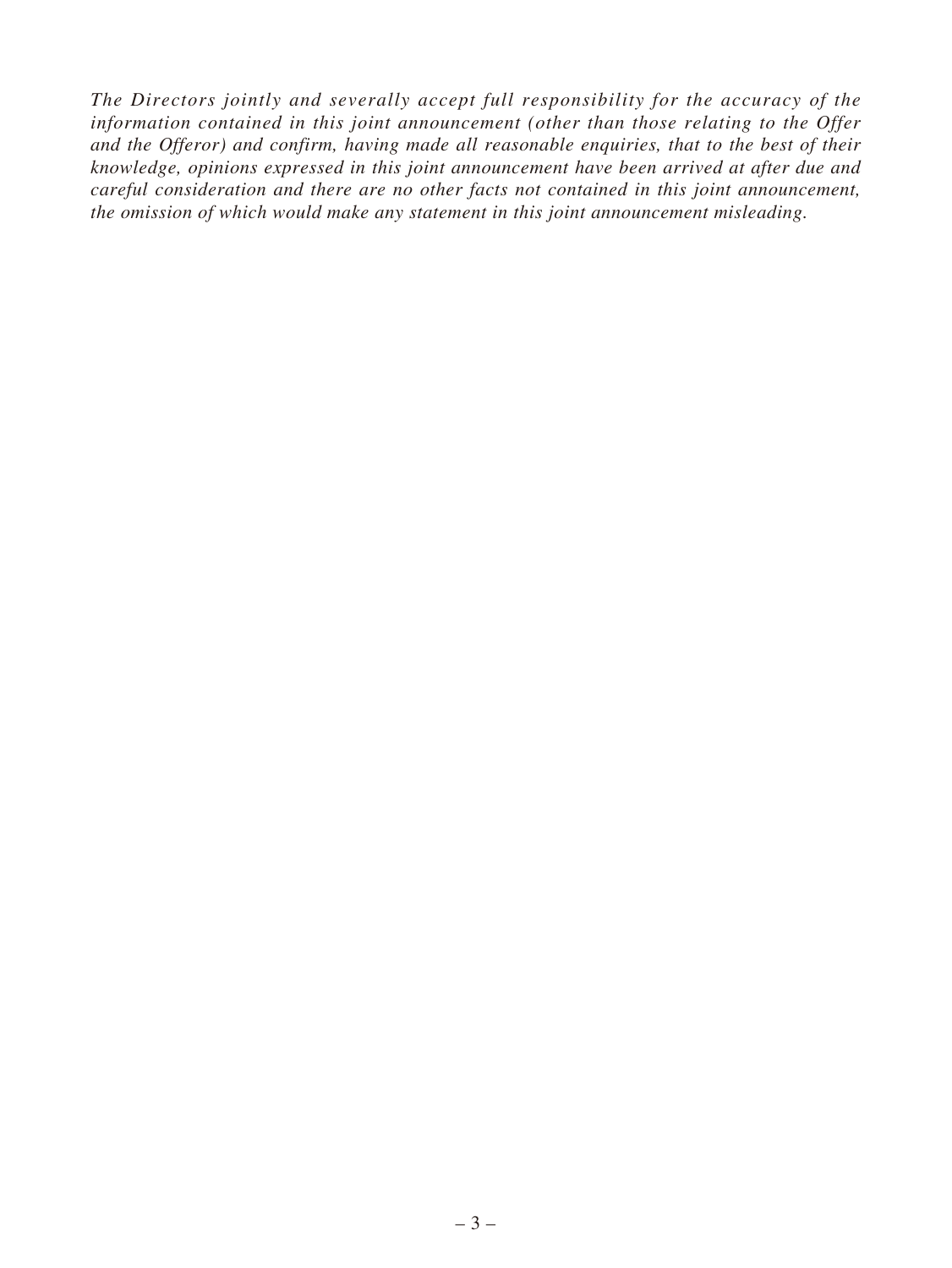*The Directors jointly and severally accept full responsibility for the accuracy of the information contained in this joint announcement (other than those relating to the Offer and the Offeror) and confirm, having made all reasonable enquiries, that to the best of their knowledge, opinions expressed in this joint announcement have been arrived at after due and careful consideration and there are no other facts not contained in this joint announcement, the omission of which would make any statement in this joint announcement misleading.*